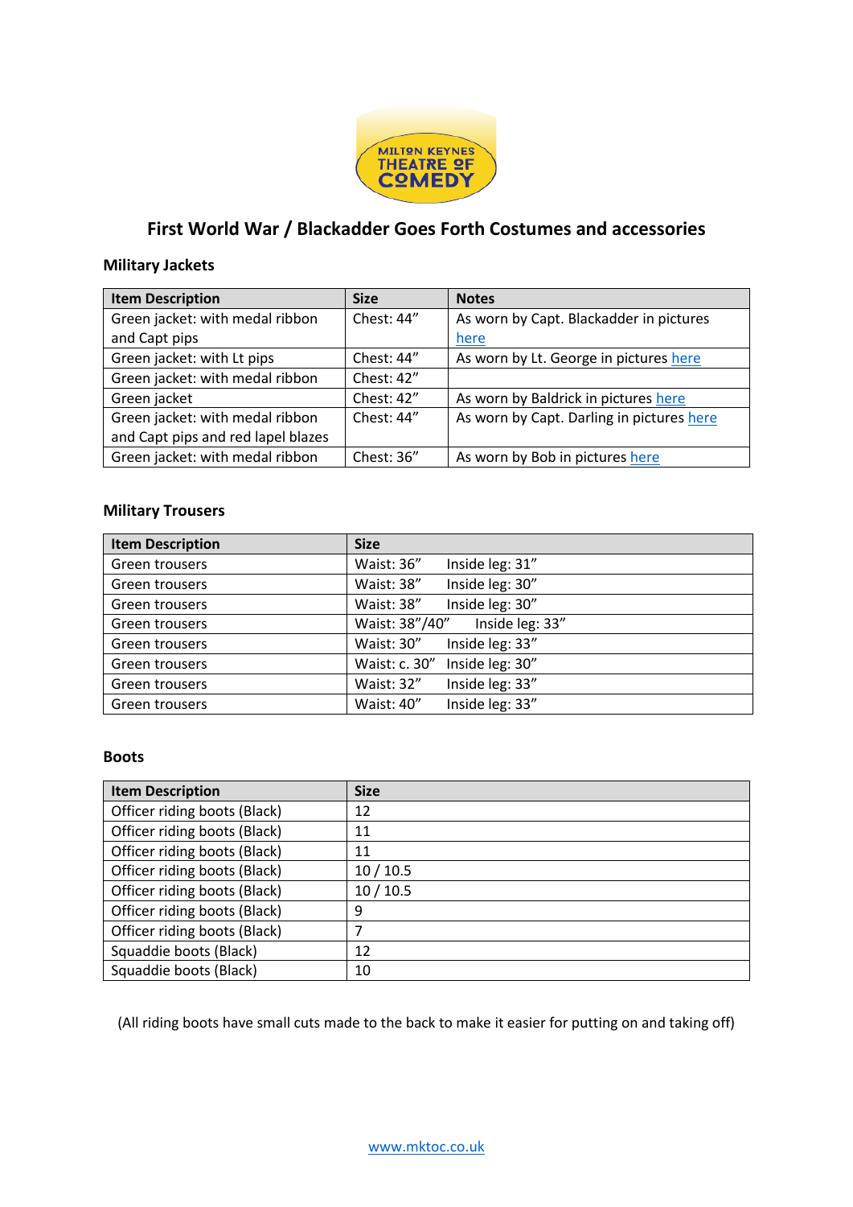# First World War / Blackadder Goes Forth Costumes and accessories

## Military Jackets

| Item Description | Size | Notes |
|---|---|---|
| Green jacket: with medal ribbon and Capt pips | Chest: 44" | As worn by Capt. Blackadder in pictures here |
| Green jacket: with Lt pips | Chest: 44" | As worn by Lt. George in pictures here |
| Green jacket: with medal ribbon | Chest: 42" | |
| Green jacket | Chest: 42" | As worn by Baldrick in pictures here |
| Green jacket: with medal ribbon and Capt pips and red lapel blazes | Chest: 44" | As worn by Capt. Darling in pictures here |
| Green jacket: with medal ribbon | Chest: 36" | As worn by Bob in pictures here |

## Military Trousers

| Item Description | Size |
|---|---|
| Green trousers | Waist: 36" Inside leg: 31" |
| Green trousers | Waist: 38" Inside leg: 30" |
| Green trousers | Waist: 38" Inside leg: 30" |
| Green trousers | Waist: 38"/40" Inside leg: 33" |
| Green trousers | Waist: 30" Inside leg: 33" |
| Green trousers | Waist: c. 30" Inside leg: 30" |
| Green trousers | Waist: 32" Inside leg: 33" |
| Green trousers | Waist: 40" Inside leg: 33" |

## Boots

| Item Description | Size |
|---|---|
| Officer riding boots (Black) | 12 |
| Officer riding boots (Black) | 11 |
| Officer riding boots (Black) | 11 |
| Officer riding boots (Black) | 10 / 10.5 |
| Officer riding boots (Black) | 10 / 10.5 |
| Officer riding boots (Black) | 9 |
| Officer riding boots (Black) | 7 |
| Squaddie boots (Black) | 12 |
| Squaddie boots (Black) | 10 |

(All riding boots have small cuts made to the back to make it easier for putting on and taking off)

www.mktoc.co.uk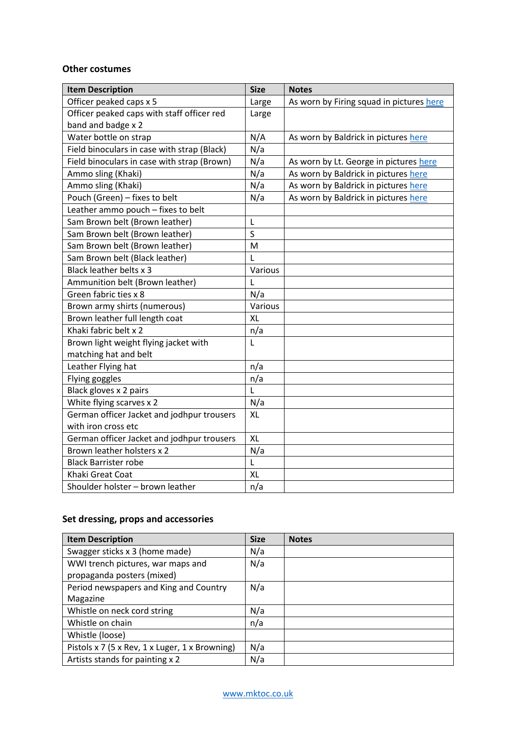### Other costumes

| Item Description | Size | Notes |
|---|---|---|
| Officer peaked caps x 5 | Large | As worn by Firing squad in pictures here |
| Officer peaked caps with staff officer red band and badge x 2 | Large | |
| Water bottle on strap | N/A | As worn by Baldrick in pictures here |
| Field binoculars in case with strap (Black) | N/a | |
| Field binoculars in case with strap (Brown) | N/a | As worn by Lt. George in pictures here |
| Ammo sling (Khaki) | N/a | As worn by Baldrick in pictures here |
| Ammo sling (Khaki) | N/a | As worn by Baldrick in pictures here |
| Pouch (Green) – fixes to belt | N/a | As worn by Baldrick in pictures here |
| Leather ammo pouch – fixes to belt | | |
| Sam Brown belt (Brown leather) | L | |
| Sam Brown belt (Brown leather) | S | |
| Sam Brown belt (Brown leather) | M | |
| Sam Brown belt (Black leather) | L | |
| Black leather belts x 3 | Various | |
| Ammunition belt (Brown leather) | L | |
| Green fabric ties x 8 | N/a | |
| Brown army shirts (numerous) | Various | |
| Brown leather full length coat | XL | |
| Khaki fabric belt x 2 | n/a | |
| Brown light weight flying jacket with matching hat and belt | L | |
| Leather Flying hat | n/a | |
| Flying goggles | n/a | |
| Black gloves x 2 pairs | L | |
| White flying scarves x 2 | N/a | |
| German officer Jacket and jodhpur trousers with iron cross etc | XL | |
| German officer Jacket and jodhpur trousers | XL | |
| Brown leather holsters x 2 | N/a | |
| Black Barrister robe | L | |
| Khaki Great Coat | XL | |
| Shoulder holster – brown leather | n/a | |

### Set dressing, props and accessories

| Item Description | Size | Notes |
|---|---|---|
| Swagger sticks x 3 (home made) | N/a | |
| WWI trench pictures, war maps and propaganda posters (mixed) | N/a | |
| Period newspapers and King and Country Magazine | N/a | |
| Whistle on neck cord string | N/a | |
| Whistle on chain | n/a | |
| Whistle (loose) | | |
| Pistols x 7 (5 x Rev, 1 x Luger, 1 x Browning) | N/a | |
| Artists stands for painting x 2 | N/a | |

www.mktoc.co.uk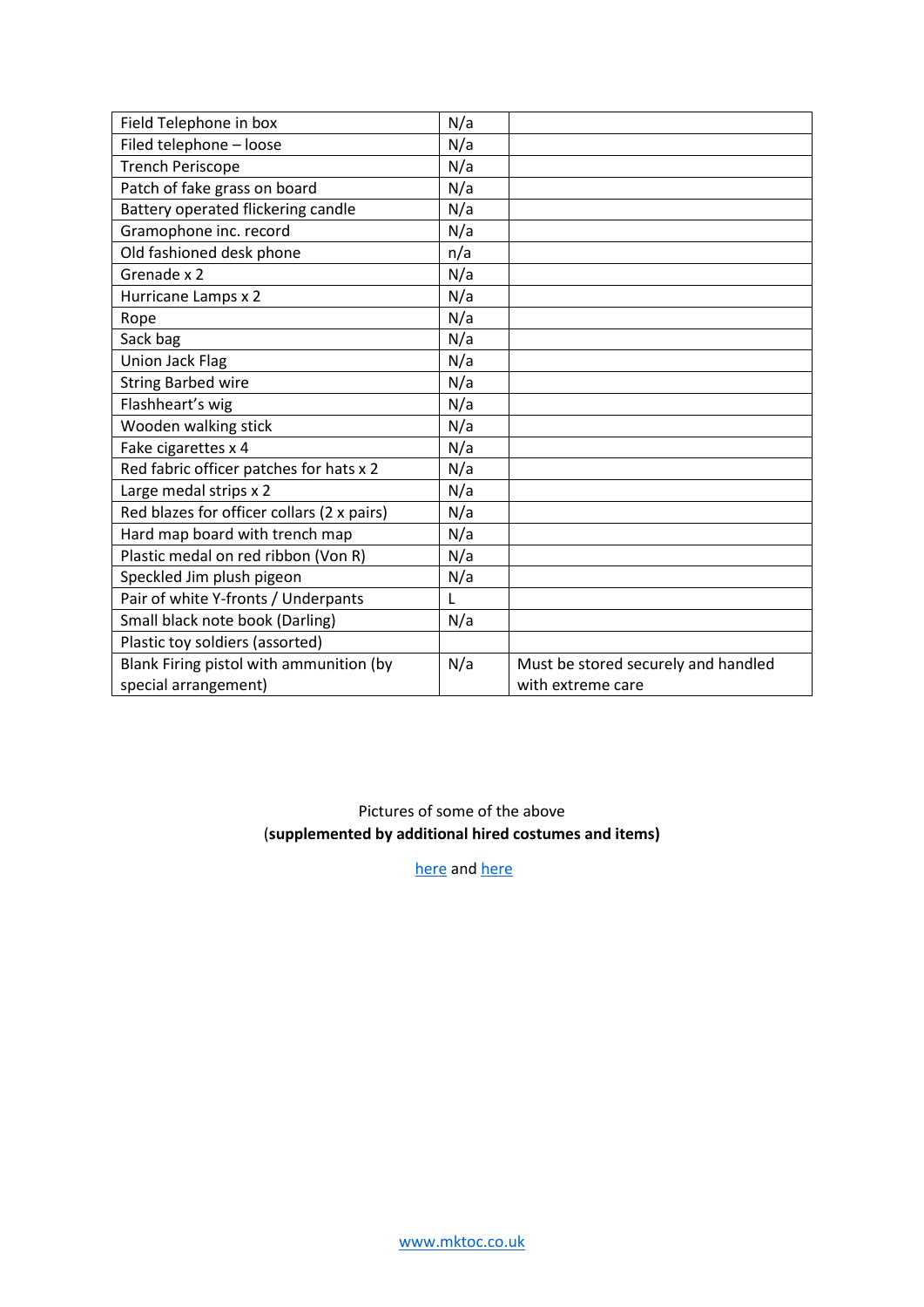| | | |
|---|---|---|
| Field Telephone in box | N/a | |
| Filed telephone – loose | N/a | |
| Trench Periscope | N/a | |
| Patch of fake grass on board | N/a | |
| Battery operated flickering candle | N/a | |
| Gramophone inc. record | N/a | |
| Old fashioned desk phone | n/a | |
| Grenade x 2 | N/a | |
| Hurricane Lamps x 2 | N/a | |
| Rope | N/a | |
| Sack bag | N/a | |
| Union Jack Flag | N/a | |
| String Barbed wire | N/a | |
| Flashheart's wig | N/a | |
| Wooden walking stick | N/a | |
| Fake cigarettes x 4 | N/a | |
| Red fabric officer patches for hats x 2 | N/a | |
| Large medal strips x 2 | N/a | |
| Red blazes for officer collars (2 x pairs) | N/a | |
| Hard map board with trench map | N/a | |
| Plastic medal on red ribbon (Von R) | N/a | |
| Speckled Jim plush pigeon | N/a | |
| Pair of white Y-fronts / Underpants | L | |
| Small black note book (Darling) | N/a | |
| Plastic toy soldiers (assorted) | | |
| Blank Firing pistol with ammunition (by special arrangement) | N/a | Must be stored securely and handled with extreme care |

Pictures of some of the above
(**supplemented by additional hired costumes and items)**

here and here

www.mktoc.co.uk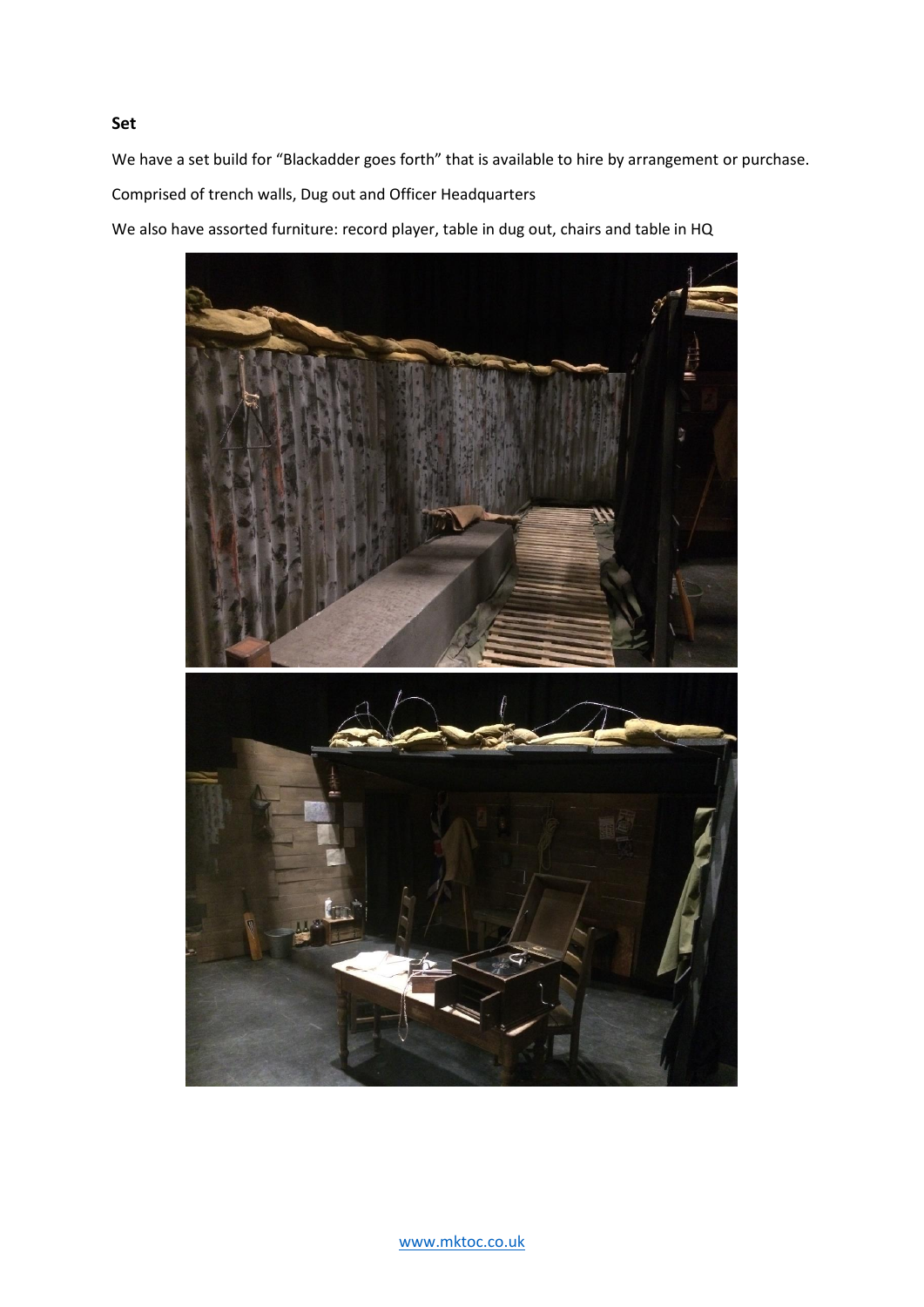**Set**

We have a set build for "Blackadder goes forth" that is available to hire by arrangement or purchase.

Comprised of trench walls, Dug out and Officer Headquarters

We also have assorted furniture: record player, table in dug out, chairs and table in HQ

www.mktoc.co.uk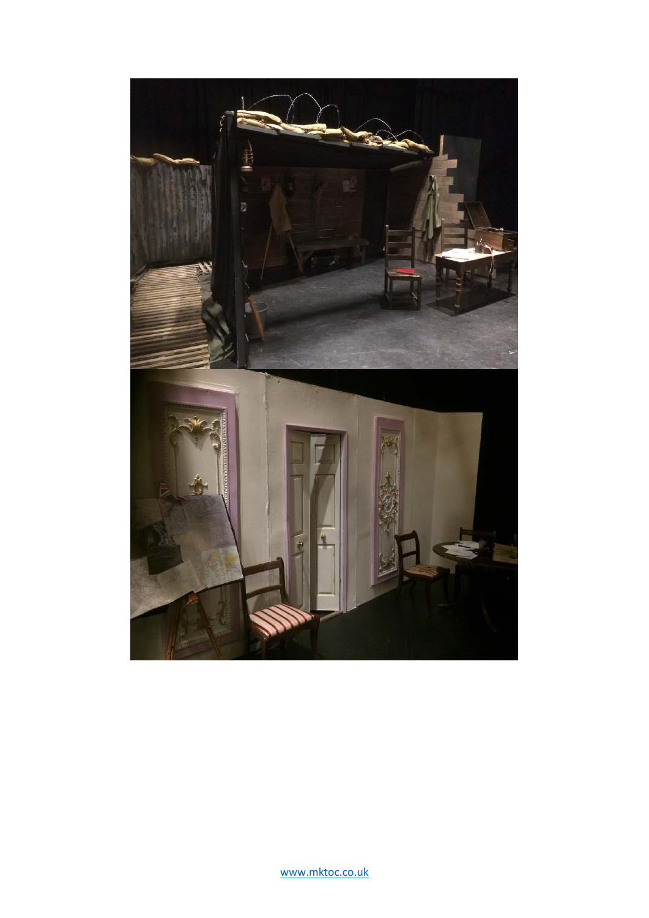www.mktoc.co.uk